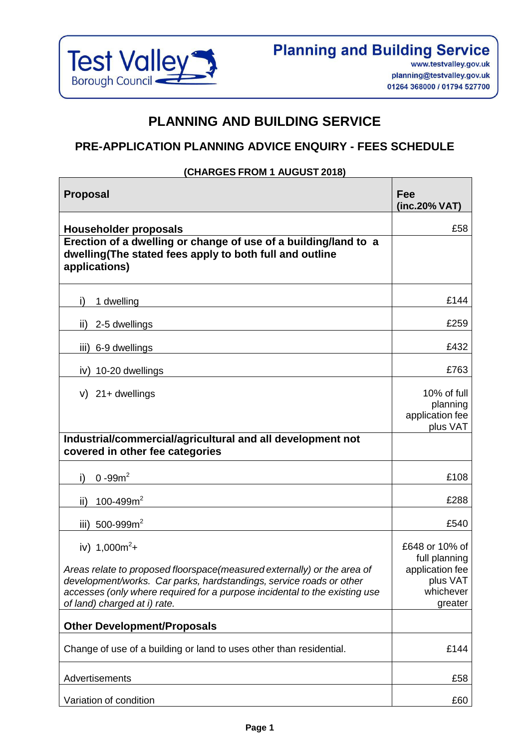Test Valley Borough Council

**Planning and Building Service**
www.testvalley.gov.uk
planning@testvalley.gov.uk
01264 368000 / 01794 527700

# PLANNING AND BUILDING SERVICE

## PRE-APPLICATION PLANNING ADVICE ENQUIRY - FEES SCHEDULE

**(CHARGES FROM 1 AUGUST 2018)**

| Proposal | Fee (inc.20% VAT) |
|---|---|
| **Householder proposals** | £58 |
| **Erection of a dwelling or change of use of a building/land to a dwelling(The stated fees apply to both full and outline applications)** | |
| i) 1 dwelling | £144 |
| ii) 2-5 dwellings | £259 |
| iii) 6-9 dwellings | £432 |
| iv) 10-20 dwellings | £763 |
| v) 21+ dwellings | 10% of full planning application fee plus VAT |
| **Industrial/commercial/agricultural and all development not covered in other fee categories** | |
| i) 0 -99m$^2$ | £108 |
| ii) 100-499m$^2$ | £288 |
| iii) 500-999m$^2$ | £540 |
| iv) 1,000m$^2$+ <br> *Areas relate to proposed floorspace(measured externally) or the area of development/works. Car parks, hardstandings, service roads or other accesses (only where required for a purpose incidental to the existing use of land) charged at i) rate.* | £648 or 10% of full planning application fee plus VAT whichever greater |
| **Other Development/Proposals** | |
| Change of use of a building or land to uses other than residential. | £144 |
| Advertisements | £58 |
| Variation of condition | £60 |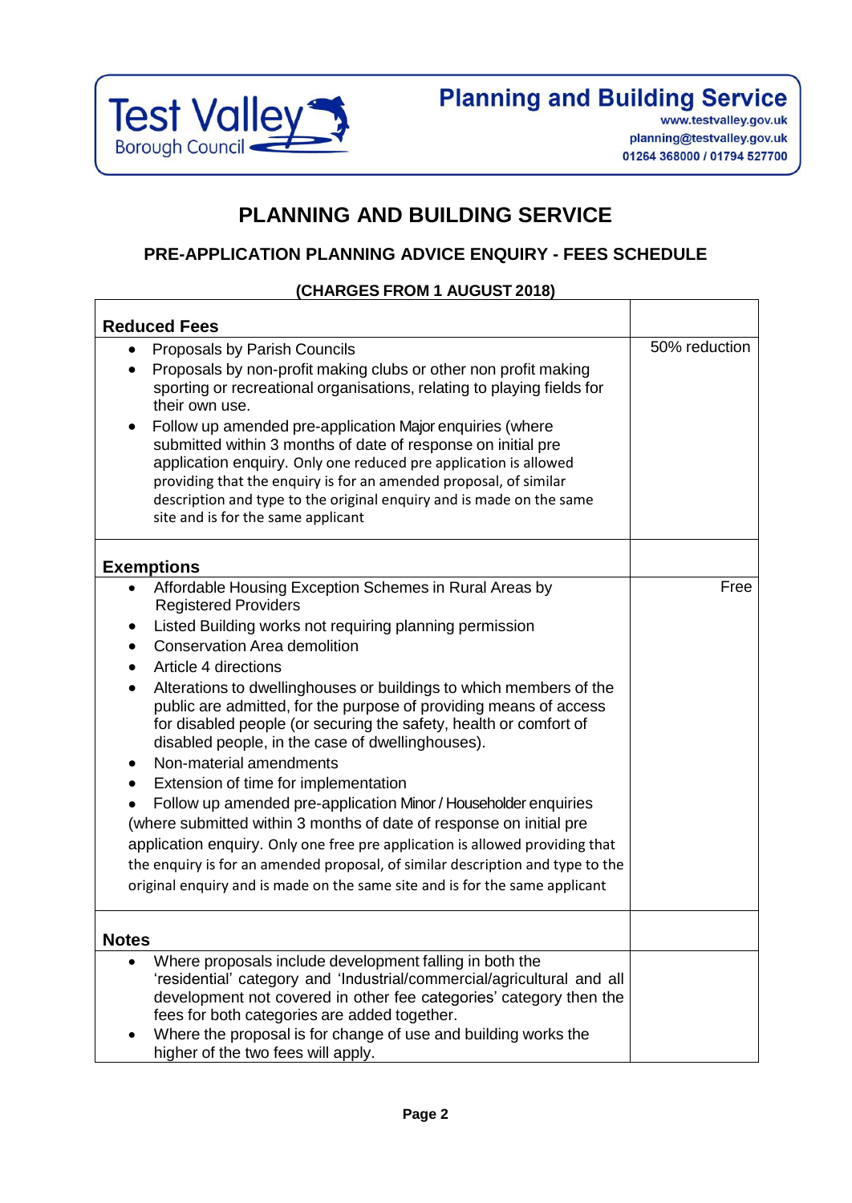# PLANNING AND BUILDING SERVICE

## PRE-APPLICATION PLANNING ADVICE ENQUIRY - FEES SCHEDULE

**(CHARGES FROM 1 AUGUST 2018)**

| | |
|---|---|
| **Reduced Fees** | |
| • Proposals by Parish Councils<br>• Proposals by non-profit making clubs or other non profit making sporting or recreational organisations, relating to playing fields for their own use.<br>• Follow up amended pre-application Major enquiries (where submitted within 3 months of date of response on initial pre application enquiry. Only one reduced pre application is allowed providing that the enquiry is for an amended proposal, of similar description and type to the original enquiry and is made on the same site and is for the same applicant | 50% reduction |
| **Exemptions** | |
| • Affordable Housing Exception Schemes in Rural Areas by Registered Providers<br>• Listed Building works not requiring planning permission<br>• Conservation Area demolition<br>• Article 4 directions<br>• Alterations to dwellinghouses or buildings to which members of the public are admitted, for the purpose of providing means of access for disabled people (or securing the safety, health or comfort of disabled people, in the case of dwellinghouses).<br>• Non-material amendments<br>• Extension of time for implementation<br>• Follow up amended pre-application Minor / Householder enquiries (where submitted within 3 months of date of response on initial pre application enquiry. Only one free pre application is allowed providing that the enquiry is for an amended proposal, of similar description and type to the original enquiry and is made on the same site and is for the same applicant | Free |
| **Notes** | |
| • Where proposals include development falling in both the 'residential' category and 'Industrial/commercial/agricultural and all development not covered in other fee categories' category then the fees for both categories are added together.<br>• Where the proposal is for change of use and building works the higher of the two fees will apply. | |